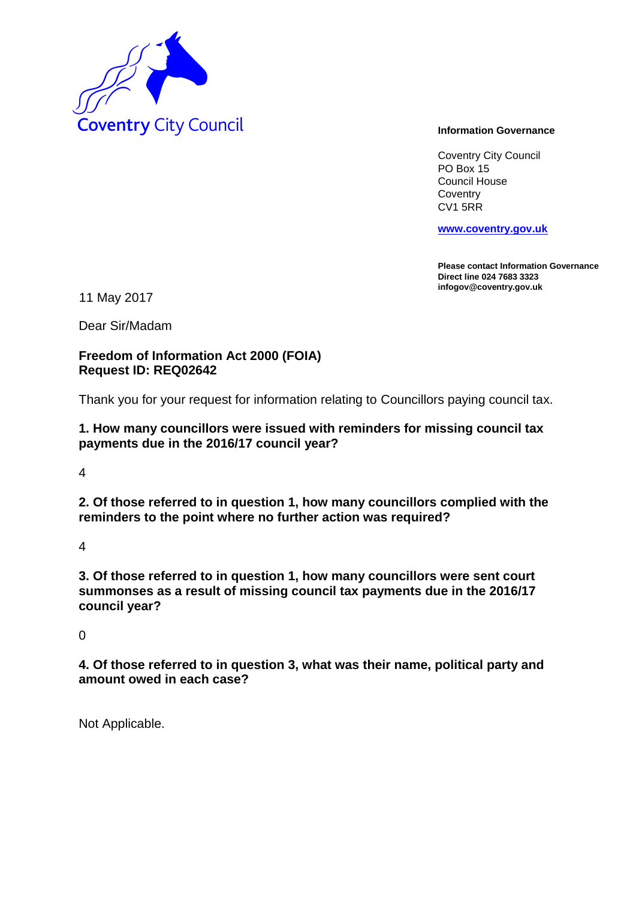Coventry City Council

**Information Governance**

Coventry City Council
PO Box 15
Council House
Coventry
CV1 5RR

**www.coventry.gov.uk**

**Please contact Information Governance**
**Direct line 024 7683 3323**
**infogov@coventry.gov.uk**

11 May 2017

Dear Sir/Madam

**Freedom of Information Act 2000 (FOIA)**
**Request ID: REQ02642**

Thank you for your request for information relating to Councillors paying council tax.

**1. How many councillors were issued with reminders for missing council tax payments due in the 2016/17 council year?**

4

**2. Of those referred to in question 1, how many councillors complied with the reminders to the point where no further action was required?**

4

**3. Of those referred to in question 1, how many councillors were sent court summonses as a result of missing council tax payments due in the 2016/17 council year?**

0

**4. Of those referred to in question 3, what was their name, political party and amount owed in each case?**

Not Applicable.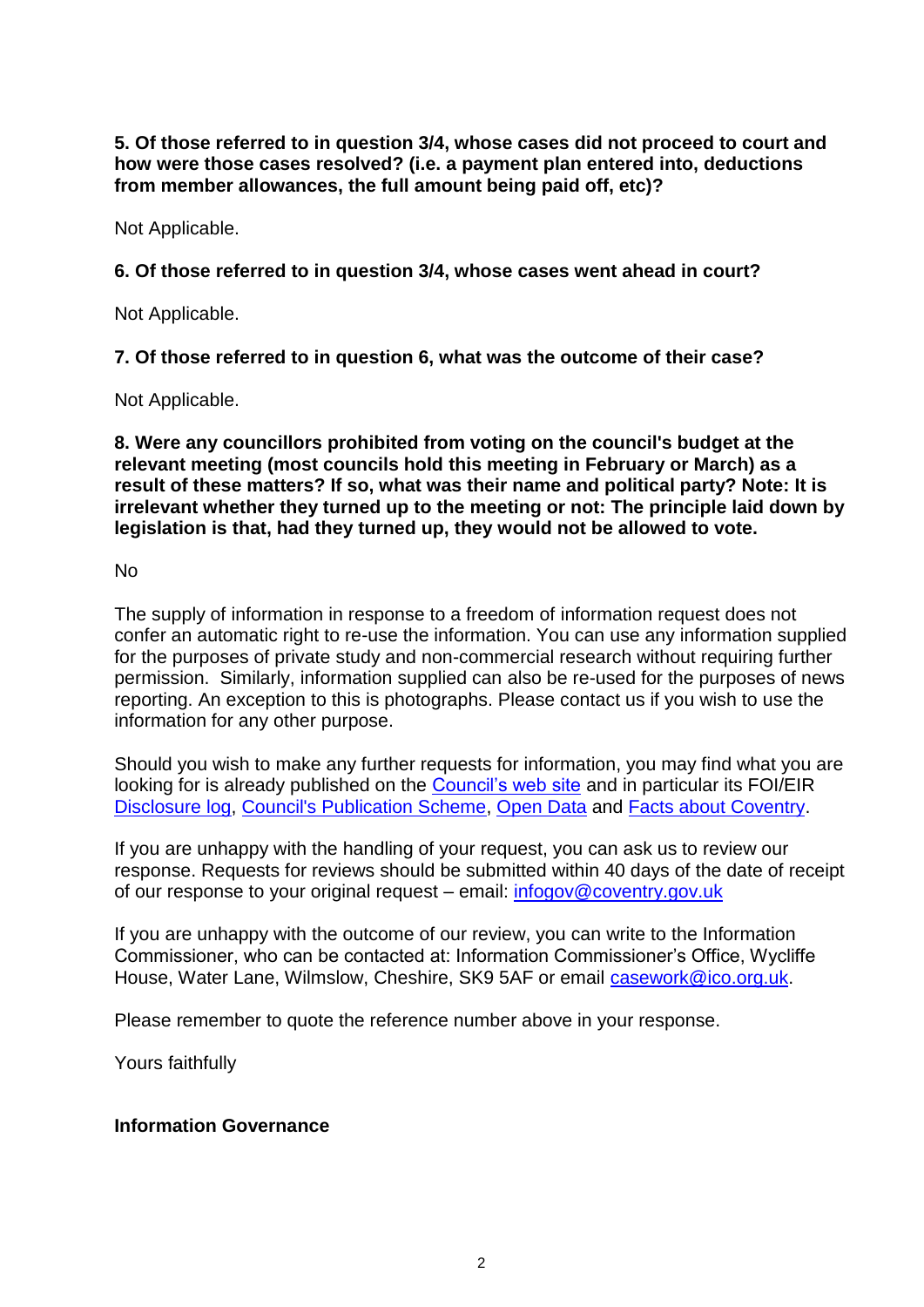**5. Of those referred to in question 3/4, whose cases did not proceed to court and how were those cases resolved? (i.e. a payment plan entered into, deductions from member allowances, the full amount being paid off, etc)?**

Not Applicable.

**6. Of those referred to in question 3/4, whose cases went ahead in court?**

Not Applicable.

**7. Of those referred to in question 6, what was the outcome of their case?**

Not Applicable.

**8. Were any councillors prohibited from voting on the council's budget at the relevant meeting (most councils hold this meeting in February or March) as a result of these matters? If so, what was their name and political party? Note: It is irrelevant whether they turned up to the meeting or not: The principle laid down by legislation is that, had they turned up, they would not be allowed to vote.**

No

The supply of information in response to a freedom of information request does not confer an automatic right to re-use the information. You can use any information supplied for the purposes of private study and non-commercial research without requiring further permission. Similarly, information supplied can also be re-used for the purposes of news reporting. An exception to this is photographs. Please contact us if you wish to use the information for any other purpose.

Should you wish to make any further requests for information, you may find what you are looking for is already published on the Council's web site and in particular its FOI/EIR Disclosure log, Council's Publication Scheme, Open Data and Facts about Coventry.

If you are unhappy with the handling of your request, you can ask us to review our response. Requests for reviews should be submitted within 40 days of the date of receipt of our response to your original request – email: infogov@coventry.gov.uk

If you are unhappy with the outcome of our review, you can write to the Information Commissioner, who can be contacted at: Information Commissioner's Office, Wycliffe House, Water Lane, Wilmslow, Cheshire, SK9 5AF or email casework@ico.org.uk.

Please remember to quote the reference number above in your response.

Yours faithfully

**Information Governance**